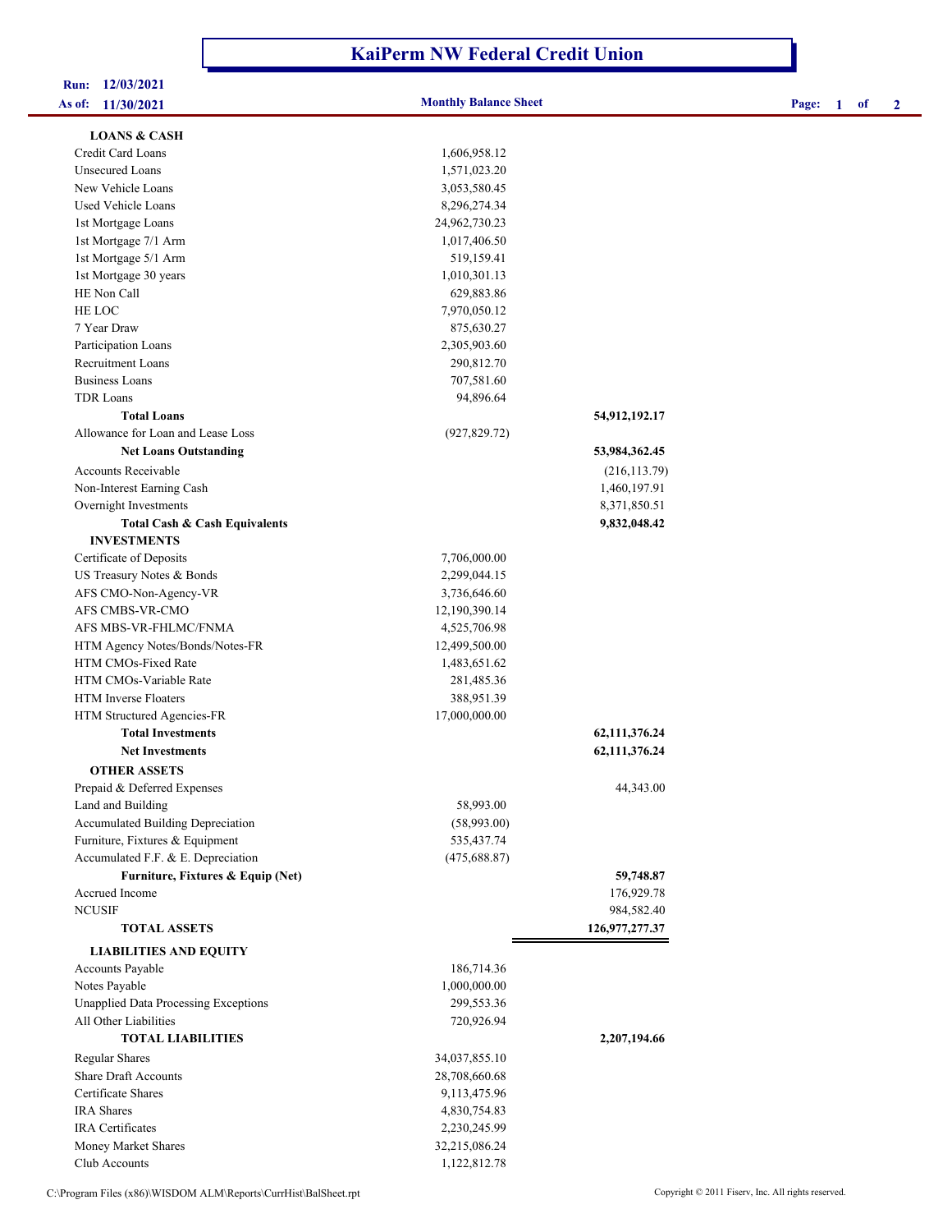# KaiPerm NW Federal Credit Union

**Run:** 12/03/2021
**As of:** 11/30/2021

**Monthly Balance Sheet**

| | | |
|---|---|---|
| **LOANS & CASH** | | |
| Credit Card Loans | 1,606,958.12 | |
| Unsecured Loans | 1,571,023.20 | |
| New Vehicle Loans | 3,053,580.45 | |
| Used Vehicle Loans | 8,296,274.34 | |
| 1st Mortgage Loans | 24,962,730.23 | |
| 1st Mortgage 7/1 Arm | 1,017,406.50 | |
| 1st Mortgage 5/1 Arm | 519,159.41 | |
| 1st Mortgage 30 years | 1,010,301.13 | |
| HE Non Call | 629,883.86 | |
| HE LOC | 7,970,050.12 | |
| 7 Year Draw | 875,630.27 | |
| Participation Loans | 2,305,903.60 | |
| Recruitment Loans | 290,812.70 | |
| Business Loans | 707,581.60 | |
| TDR Loans | 94,896.64 | |
| **Total Loans** | | **54,912,192.17** |
| Allowance for Loan and Lease Loss | (927,829.72) | |
| **Net Loans Outstanding** | | **53,984,362.45** |
| Accounts Receivable | | (216,113.79) |
| Non-Interest Earning Cash | | 1,460,197.91 |
| Overnight Investments | | 8,371,850.51 |
| **Total Cash & Cash Equivalents** | | **9,832,048.42** |
| **INVESTMENTS** | | |
| Certificate of Deposits | 7,706,000.00 | |
| US Treasury Notes & Bonds | 2,299,044.15 | |
| AFS CMO-Non-Agency-VR | 3,736,646.60 | |
| AFS CMBS-VR-CMO | 12,190,390.14 | |
| AFS MBS-VR-FHLMC/FNMA | 4,525,706.98 | |
| HTM Agency Notes/Bonds/Notes-FR | 12,499,500.00 | |
| HTM CMOs-Fixed Rate | 1,483,651.62 | |
| HTM CMOs-Variable Rate | 281,485.36 | |
| HTM Inverse Floaters | 388,951.39 | |
| HTM Structured Agencies-FR | 17,000,000.00 | |
| **Total Investments** | | **62,111,376.24** |
| **Net Investments** | | **62,111,376.24** |
| **OTHER ASSETS** | | |
| Prepaid & Deferred Expenses | | 44,343.00 |
| Land and Building | 58,993.00 | |
| Accumulated Building Depreciation | (58,993.00) | |
| Furniture, Fixtures & Equipment | 535,437.74 | |
| Accumulated F.F. & E. Depreciation | (475,688.87) | |
| **Furniture, Fixtures & Equip (Net)** | | **59,748.87** |
| Accrued Income | | 176,929.78 |
| NCUSIF | | 984,582.40 |
| **TOTAL ASSETS** | | **126,977,277.37** |
| **LIABILITIES AND EQUITY** | | |
| Accounts Payable | 186,714.36 | |
| Notes Payable | 1,000,000.00 | |
| Unapplied Data Processing Exceptions | 299,553.36 | |
| All Other Liabilities | 720,926.94 | |
| **TOTAL LIABILITIES** | | **2,207,194.66** |
| Regular Shares | 34,037,855.10 | |
| Share Draft Accounts | 28,708,660.68 | |
| Certificate Shares | 9,113,475.96 | |
| IRA Shares | 4,830,754.83 | |
| IRA Certificates | 2,230,245.99 | |
| Money Market Shares | 32,215,086.24 | |
| Club Accounts | 1,122,812.78 | |

C:\Program Files (x86)\WISDOM ALM\Reports\CurrHist\BalSheet.rpt

Copyright © 2011 Fiserv, Inc. All rights reserved.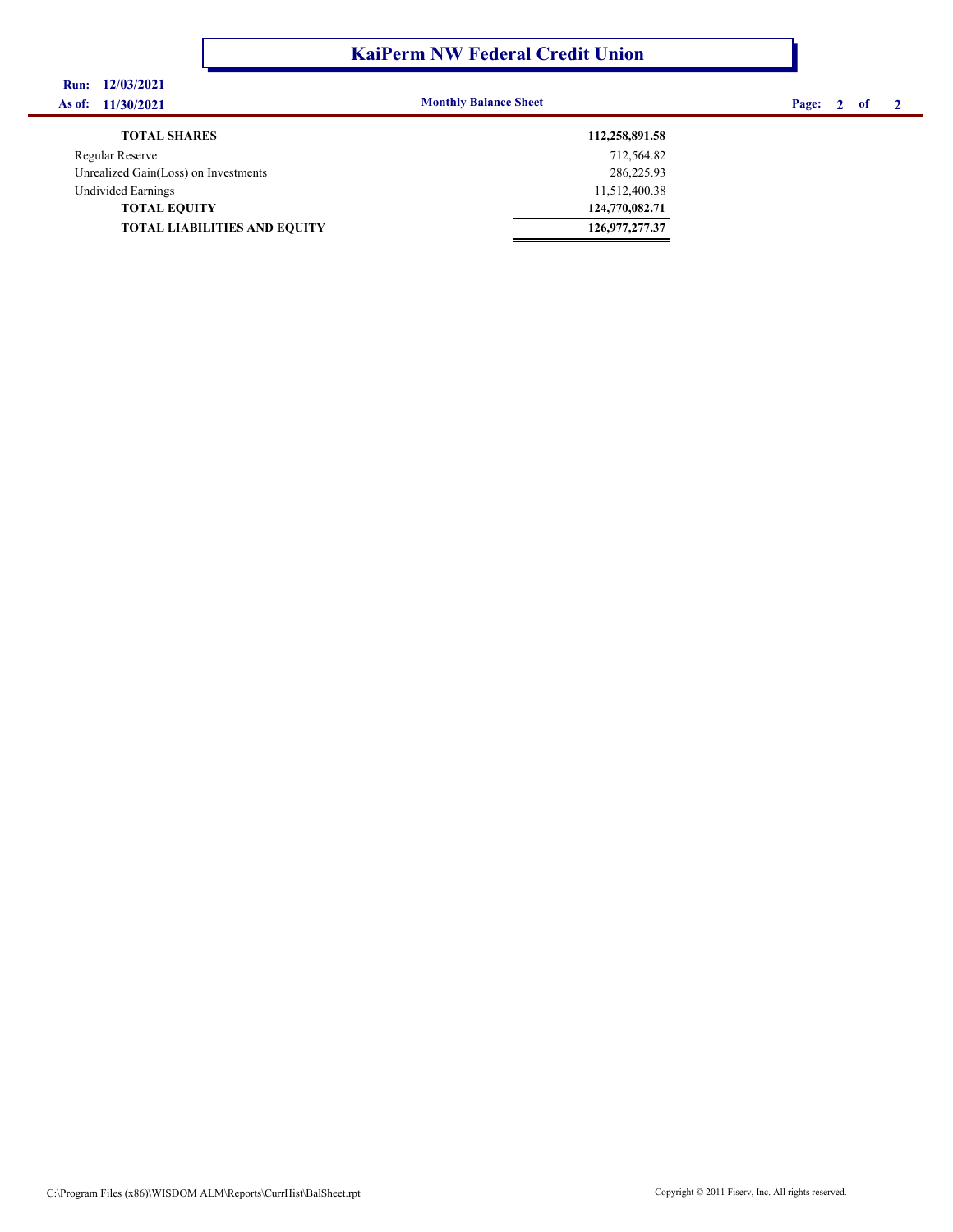# KaiPerm NW Federal Credit Union

**Run: 12/03/2021**
**As of: 11/30/2021**

**Monthly Balance Sheet**

| | |
|---|---|
| **TOTAL SHARES** | **112,258,891.58** |
| Regular Reserve | 712,564.82 |
| Unrealized Gain(Loss) on Investments | 286,225.93 |
| Undivided Earnings | 11,512,400.38 |
| **TOTAL EQUITY** | **124,770,082.71** |
| **TOTAL LIABILITIES AND EQUITY** | **126,977,277.37** |

C:\Program Files (x86)\WISDOM ALM\Reports\CurrHist\BalSheet.rpt

Copyright © 2011 Fiserv, Inc. All rights reserved.